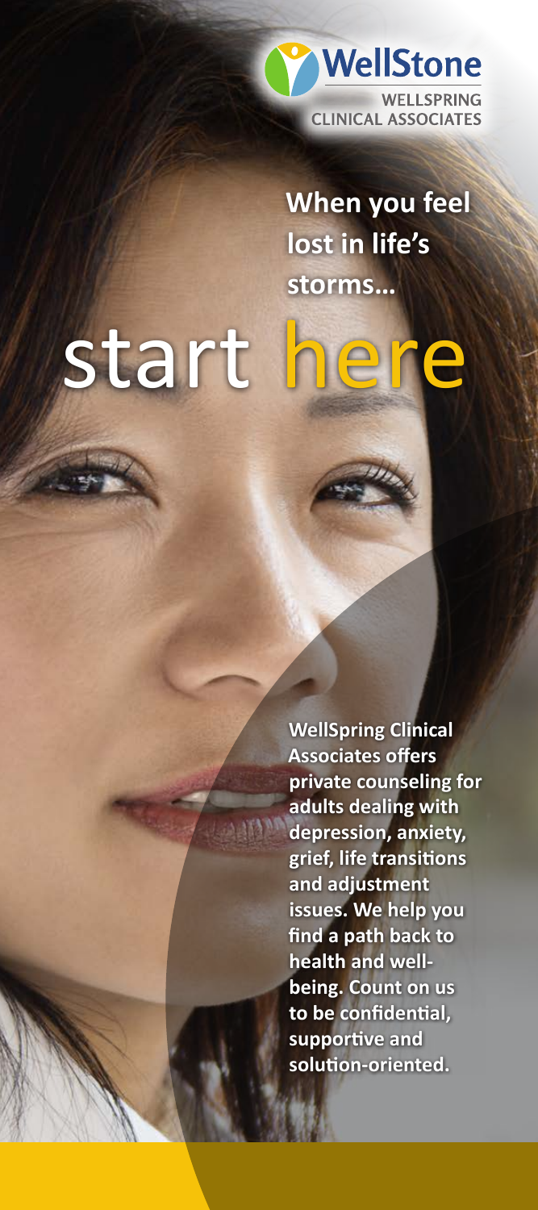WellStone

WELLSPRING CLINICAL ASSOCIATES

**When you feel lost in life's storms…**

# start here

**WellSpring Clinical Associates offers private counseling for adults dealing with depression, anxiety, grief, life transitions and adjustment issues. We help you find a path back to health and well-being. Count on us to be confidential, supportive and solution-oriented.**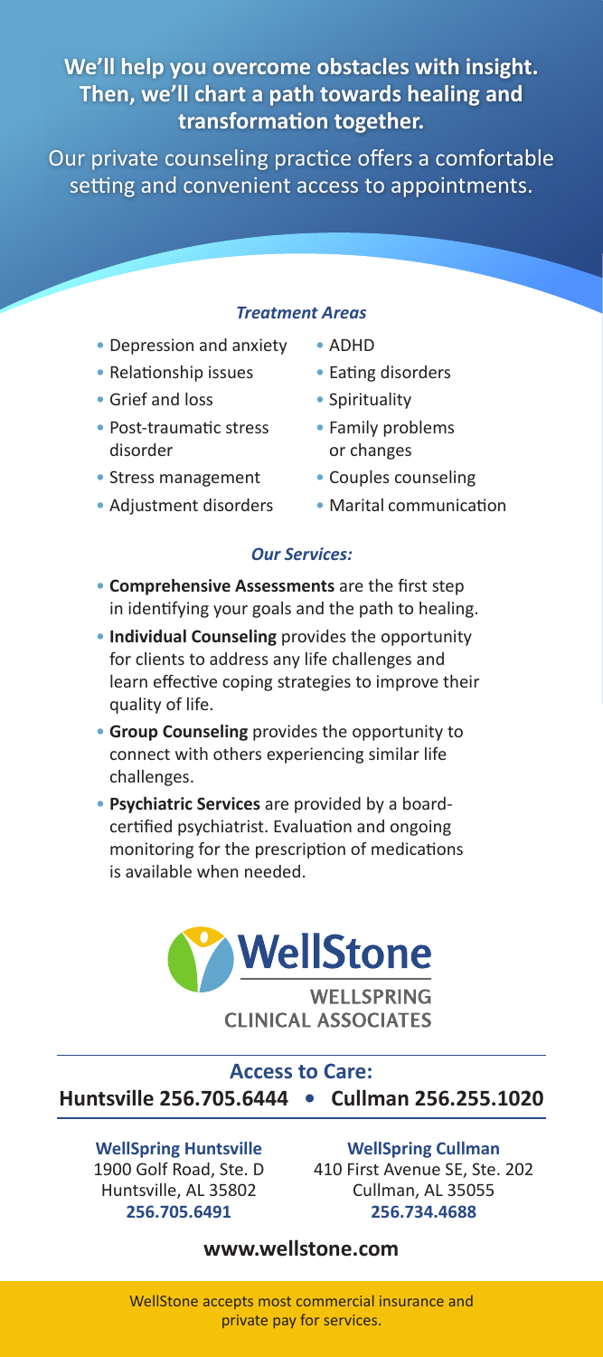**We'll help you overcome obstacles with insight. Then, we'll chart a path towards healing and transformation together.**

Our private counseling practice offers a comfortable setting and convenient access to appointments.

### *Treatment Areas*

- Depression and anxiety
- Relationship issues
- Grief and loss
- Post-traumatic stress disorder
- Stress management
- Adjustment disorders
- ADHD
- Eating disorders
- Spirituality
- Family problems or changes
- Couples counseling
- Marital communication

### *Our Services:*

- **Comprehensive Assessments** are the first step in identifying your goals and the path to healing.
- **Individual Counseling** provides the opportunity for clients to address any life challenges and learn effective coping strategies to improve their quality of life.
- **Group Counseling** provides the opportunity to connect with others experiencing similar life challenges.
- **Psychiatric Services** are provided by a board-certified psychiatrist. Evaluation and ongoing monitoring for the prescription of medications is available when needed.

WellStone

WELLSPRING CLINICAL ASSOCIATES

## Access to Care:

**Huntsville 256.705.6444 • Cullman 256.255.1020**

**WellSpring Huntsville**
1900 Golf Road, Ste. D
Huntsville, AL 35802
**256.705.6491**

**WellSpring Cullman**
410 First Avenue SE, Ste. 202
Cullman, AL 35055
**256.734.4688**

**www.wellstone.com**

WellStone accepts most commercial insurance and private pay for services.